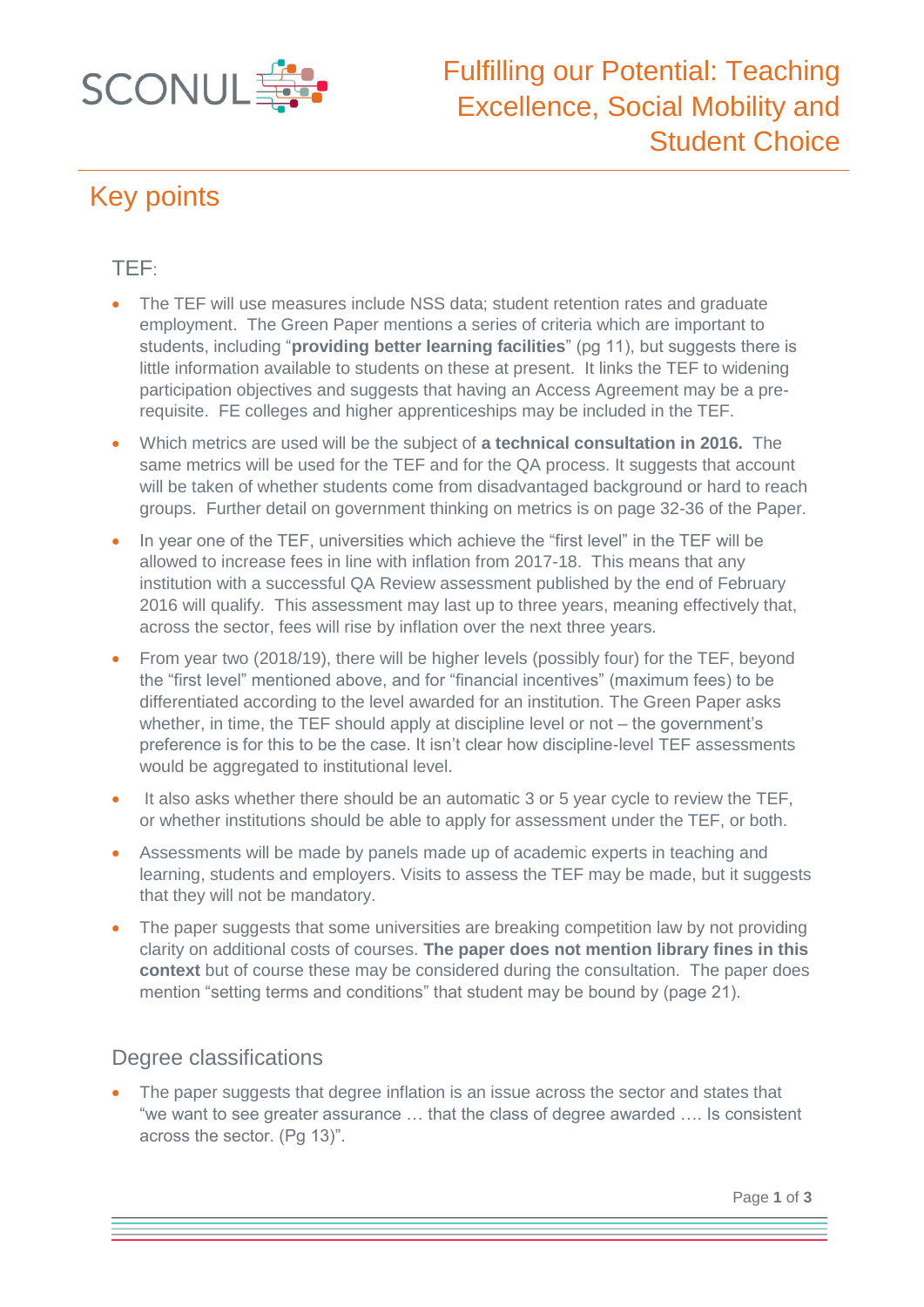SCONUL

# Fulfilling our Potential: Teaching Excellence, Social Mobility and Student Choice

## Key points

### TEF:

- The TEF will use measures include NSS data; student retention rates and graduate employment. The Green Paper mentions a series of criteria which are important to students, including "**providing better learning facilities**" (pg 11), but suggests there is little information available to students on these at present. It links the TEF to widening participation objectives and suggests that having an Access Agreement may be a pre-requisite. FE colleges and higher apprenticeships may be included in the TEF.
- Which metrics are used will be the subject of **a technical consultation in 2016.** The same metrics will be used for the TEF and for the QA process. It suggests that account will be taken of whether students come from disadvantaged background or hard to reach groups. Further detail on government thinking on metrics is on page 32-36 of the Paper.
- In year one of the TEF, universities which achieve the "first level" in the TEF will be allowed to increase fees in line with inflation from 2017-18. This means that any institution with a successful QA Review assessment published by the end of February 2016 will qualify. This assessment may last up to three years, meaning effectively that, across the sector, fees will rise by inflation over the next three years.
- From year two (2018/19), there will be higher levels (possibly four) for the TEF, beyond the "first level" mentioned above, and for "financial incentives" (maximum fees) to be differentiated according to the level awarded for an institution. The Green Paper asks whether, in time, the TEF should apply at discipline level or not – the government's preference is for this to be the case. It isn't clear how discipline-level TEF assessments would be aggregated to institutional level.
- It also asks whether there should be an automatic 3 or 5 year cycle to review the TEF, or whether institutions should be able to apply for assessment under the TEF, or both.
- Assessments will be made by panels made up of academic experts in teaching and learning, students and employers. Visits to assess the TEF may be made, but it suggests that they will not be mandatory.
- The paper suggests that some universities are breaking competition law by not providing clarity on additional costs of courses. **The paper does not mention library fines in this context** but of course these may be considered during the consultation. The paper does mention "setting terms and conditions" that student may be bound by (page 21).

### Degree classifications

- The paper suggests that degree inflation is an issue across the sector and states that "we want to see greater assurance … that the class of degree awarded …. Is consistent across the sector. (Pg 13)".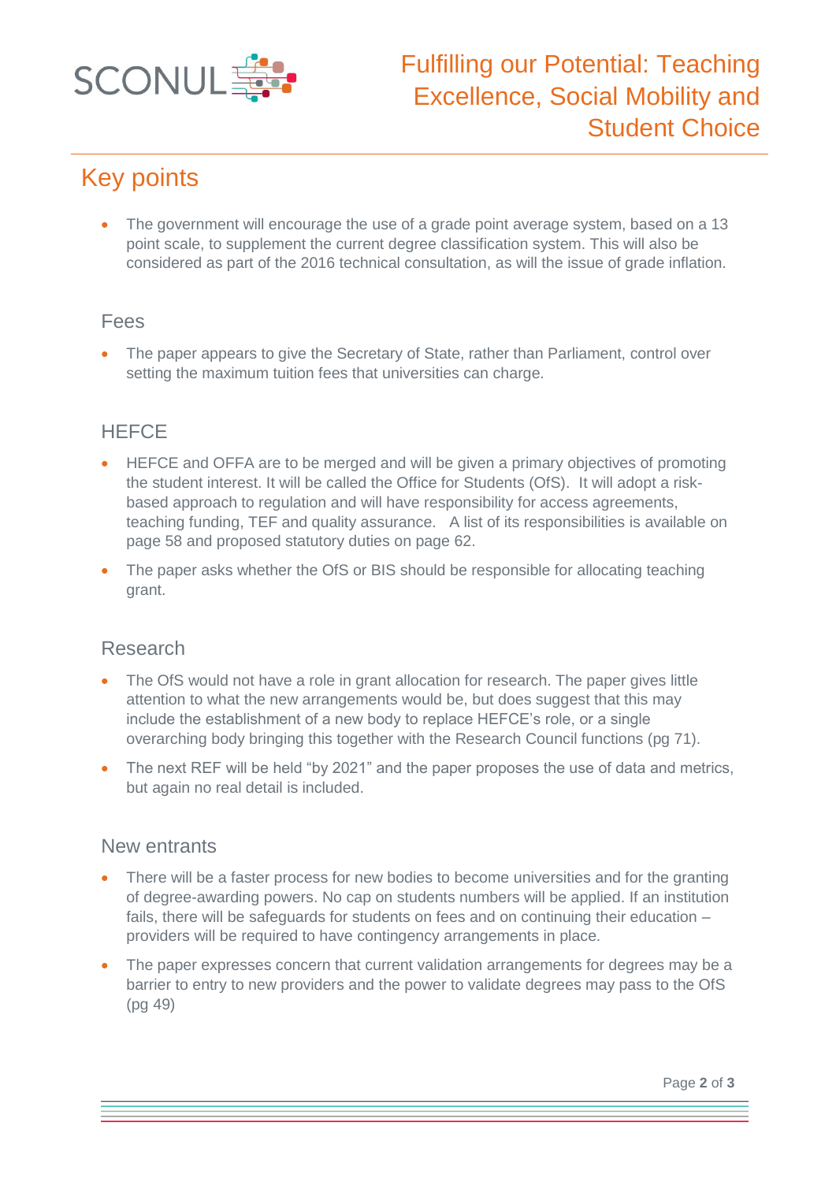## Key points

- The government will encourage the use of a grade point average system, based on a 13 point scale, to supplement the current degree classification system. This will also be considered as part of the 2016 technical consultation, as will the issue of grade inflation.

### Fees

- The paper appears to give the Secretary of State, rather than Parliament, control over setting the maximum tuition fees that universities can charge.

### HEFCE

- HEFCE and OFFA are to be merged and will be given a primary objectives of promoting the student interest. It will be called the Office for Students (OfS). It will adopt a risk-based approach to regulation and will have responsibility for access agreements, teaching funding, TEF and quality assurance. A list of its responsibilities is available on page 58 and proposed statutory duties on page 62.
- The paper asks whether the OfS or BIS should be responsible for allocating teaching grant.

### Research

- The OfS would not have a role in grant allocation for research. The paper gives little attention to what the new arrangements would be, but does suggest that this may include the establishment of a new body to replace HEFCE's role, or a single overarching body bringing this together with the Research Council functions (pg 71).
- The next REF will be held "by 2021" and the paper proposes the use of data and metrics, but again no real detail is included.

### New entrants

- There will be a faster process for new bodies to become universities and for the granting of degree-awarding powers. No cap on students numbers will be applied. If an institution fails, there will be safeguards for students on fees and on continuing their education – providers will be required to have contingency arrangements in place.
- The paper expresses concern that current validation arrangements for degrees may be a barrier to entry to new providers and the power to validate degrees may pass to the OfS (pg 49)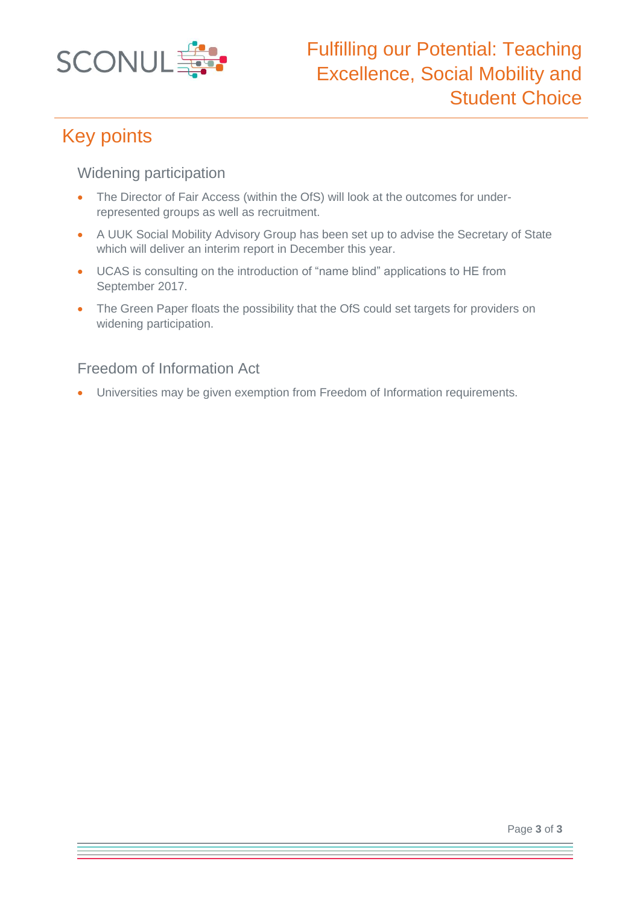## Key points

### Widening participation

- The Director of Fair Access (within the OfS) will look at the outcomes for under-represented groups as well as recruitment.
- A UUK Social Mobility Advisory Group has been set up to advise the Secretary of State which will deliver an interim report in December this year.
- UCAS is consulting on the introduction of "name blind" applications to HE from September 2017.
- The Green Paper floats the possibility that the OfS could set targets for providers on widening participation.

### Freedom of Information Act

- Universities may be given exemption from Freedom of Information requirements.